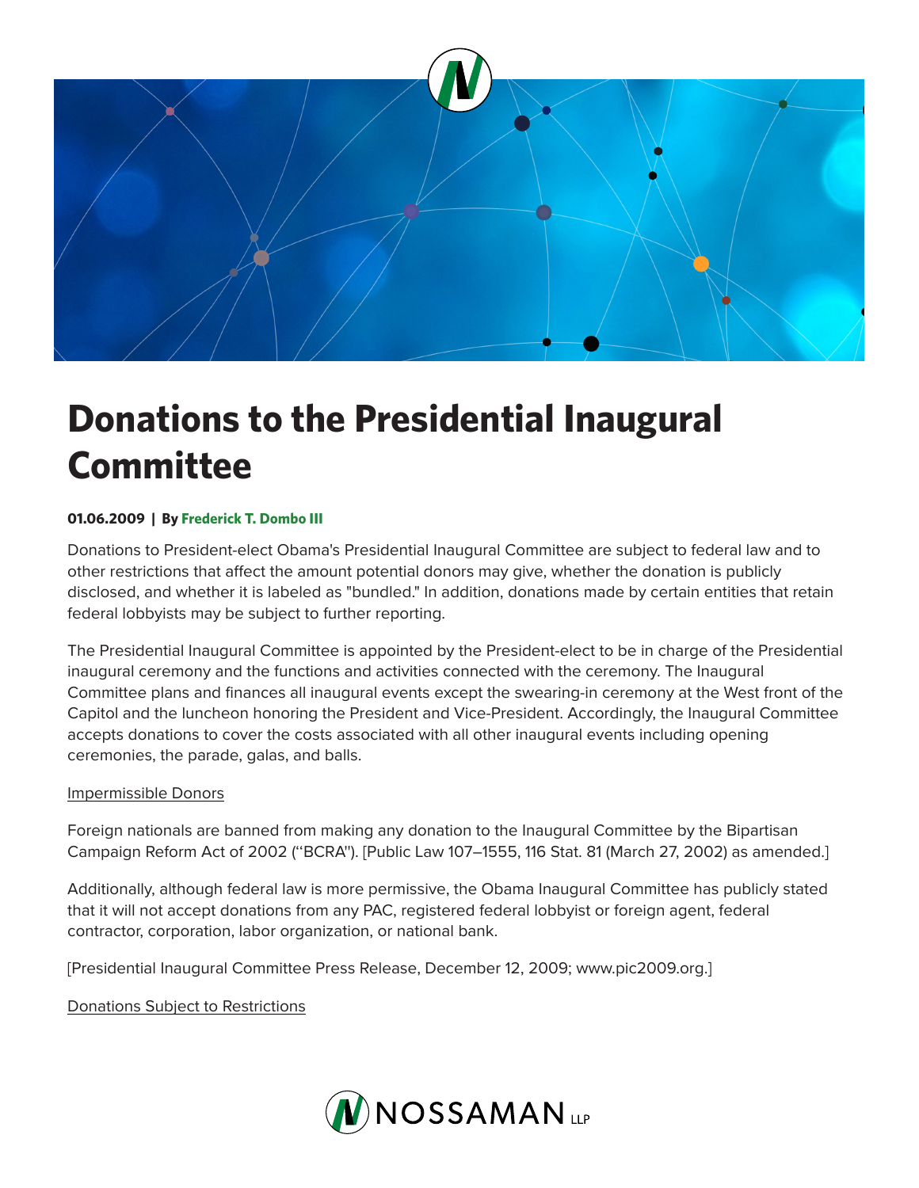# Donations to the Presidential Inaugural Committee

**01.06.2009 | By Frederick T. Dombo III**

Donations to President-elect Obama's Presidential Inaugural Committee are subject to federal law and to other restrictions that affect the amount potential donors may give, whether the donation is publicly disclosed, and whether it is labeled as "bundled." In addition, donations made by certain entities that retain federal lobbyists may be subject to further reporting.

The Presidential Inaugural Committee is appointed by the President-elect to be in charge of the Presidential inaugural ceremony and the functions and activities connected with the ceremony. The Inaugural Committee plans and finances all inaugural events except the swearing-in ceremony at the West front of the Capitol and the luncheon honoring the President and Vice-President. Accordingly, the Inaugural Committee accepts donations to cover the costs associated with all other inaugural events including opening ceremonies, the parade, galas, and balls.

Impermissible Donors

Foreign nationals are banned from making any donation to the Inaugural Committee by the Bipartisan Campaign Reform Act of 2002 ("BCRA"). [Public Law 107–1555, 116 Stat. 81 (March 27, 2002) as amended.]

Additionally, although federal law is more permissive, the Obama Inaugural Committee has publicly stated that it will not accept donations from any PAC, registered federal lobbyist or foreign agent, federal contractor, corporation, labor organization, or national bank.

[Presidential Inaugural Committee Press Release, December 12, 2009; www.pic2009.org.]

Donations Subject to Restrictions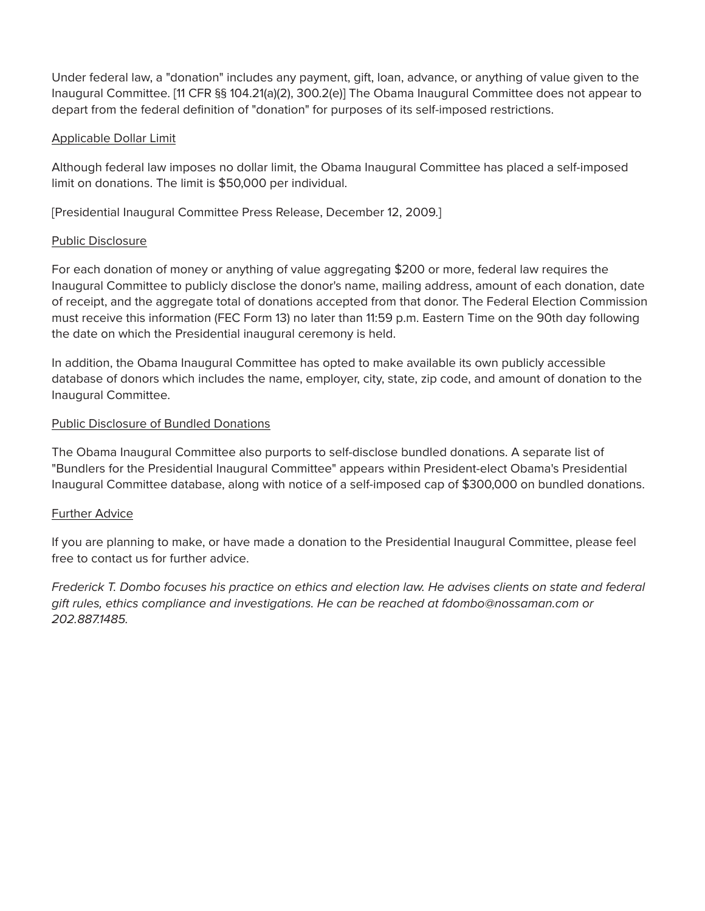Under federal law, a "donation" includes any payment, gift, loan, advance, or anything of value given to the Inaugural Committee. [11 CFR §§ 104.21(a)(2), 300.2(e)] The Obama Inaugural Committee does not appear to depart from the federal definition of "donation" for purposes of its self-imposed restrictions.

<u>Applicable Dollar Limit</u>

Although federal law imposes no dollar limit, the Obama Inaugural Committee has placed a self-imposed limit on donations. The limit is $50,000 per individual.

[Presidential Inaugural Committee Press Release, December 12, 2009.]

<u>Public Disclosure</u>

For each donation of money or anything of value aggregating $200 or more, federal law requires the Inaugural Committee to publicly disclose the donor's name, mailing address, amount of each donation, date of receipt, and the aggregate total of donations accepted from that donor. The Federal Election Commission must receive this information (FEC Form 13) no later than 11:59 p.m. Eastern Time on the 90th day following the date on which the Presidential inaugural ceremony is held.

In addition, the Obama Inaugural Committee has opted to make available its own publicly accessible database of donors which includes the name, employer, city, state, zip code, and amount of donation to the Inaugural Committee.

<u>Public Disclosure of Bundled Donations</u>

The Obama Inaugural Committee also purports to self-disclose bundled donations. A separate list of "Bundlers for the Presidential Inaugural Committee" appears within President-elect Obama's Presidential Inaugural Committee database, along with notice of a self-imposed cap of $300,000 on bundled donations.

<u>Further Advice</u>

If you are planning to make, or have made a donation to the Presidential Inaugural Committee, please feel free to contact us for further advice.

*Frederick T. Dombo focuses his practice on ethics and election law. He advises clients on state and federal gift rules, ethics compliance and investigations. He can be reached at fdombo@nossaman.com or 202.887.1485.*